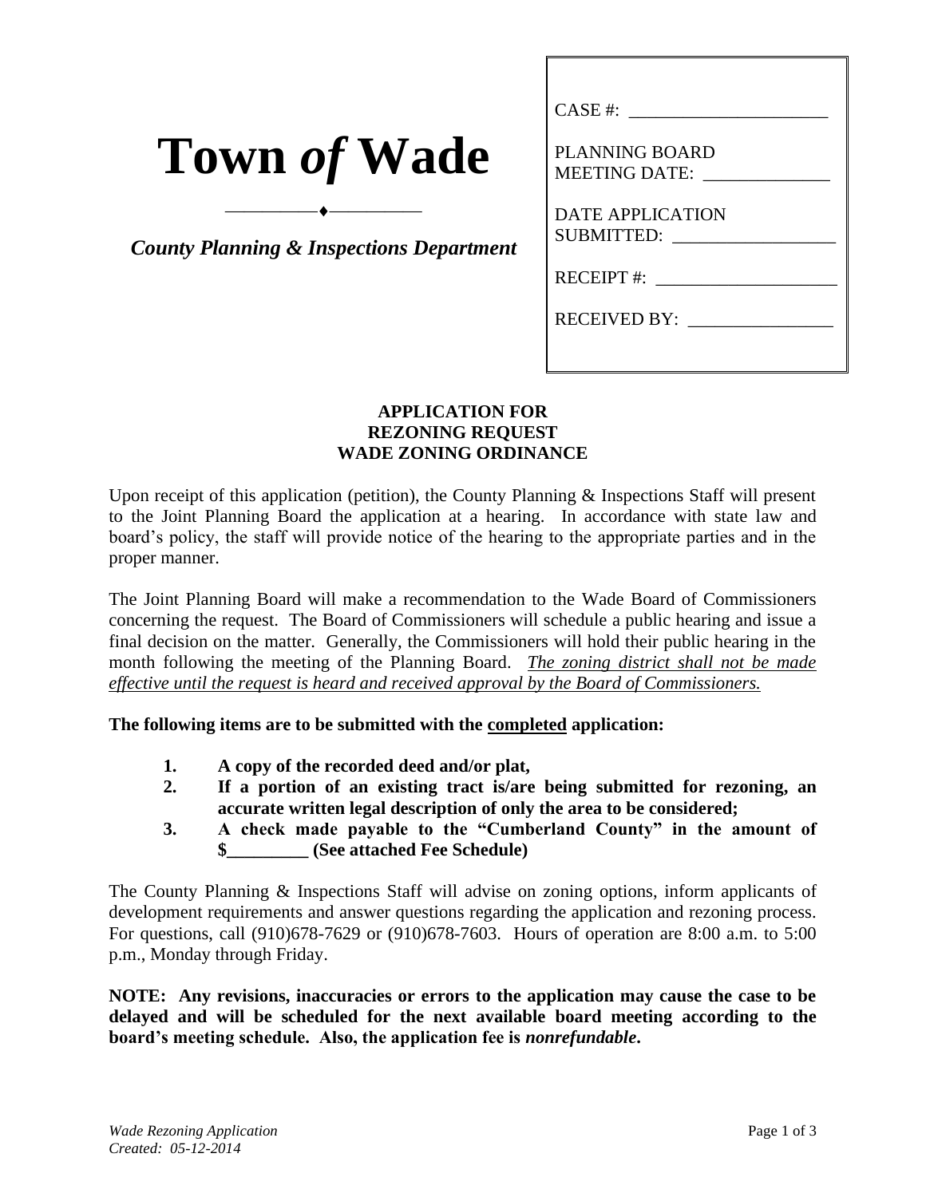# Town *of* Wade

*County Planning & Inspections Department*

CASE #: ______________________

PLANNING BOARD MEETING DATE: ______________

DATE APPLICATION SUBMITTED: __________________

RECEIPT #: ____________________

RECEIVED BY: ________________

**APPLICATION FOR**
**REZONING REQUEST**
**WADE ZONING ORDINANCE**

Upon receipt of this application (petition), the County Planning & Inspections Staff will present to the Joint Planning Board the application at a hearing. In accordance with state law and board's policy, the staff will provide notice of the hearing to the appropriate parties and in the proper manner.

The Joint Planning Board will make a recommendation to the Wade Board of Commissioners concerning the request. The Board of Commissioners will schedule a public hearing and issue a final decision on the matter. Generally, the Commissioners will hold their public hearing in the month following the meeting of the Planning Board. *The zoning district shall not be made effective until the request is heard and received approval by the Board of Commissioners.*

**The following items are to be submitted with the completed application:**

1. **A copy of the recorded deed and/or plat,**
2. **If a portion of an existing tract is/are being submitted for rezoning, an accurate written legal description of only the area to be considered;**
3. **A check made payable to the "Cumberland County" in the amount of $_________ (See attached Fee Schedule)**

The County Planning & Inspections Staff will advise on zoning options, inform applicants of development requirements and answer questions regarding the application and rezoning process. For questions, call (910)678-7629 or (910)678-7603. Hours of operation are 8:00 a.m. to 5:00 p.m., Monday through Friday.

**NOTE: Any revisions, inaccuracies or errors to the application may cause the case to be delayed and will be scheduled for the next available board meeting according to the board's meeting schedule. Also, the application fee is *nonrefundable*.**

*Wade Rezoning Application*
*Created: 05-12-2014*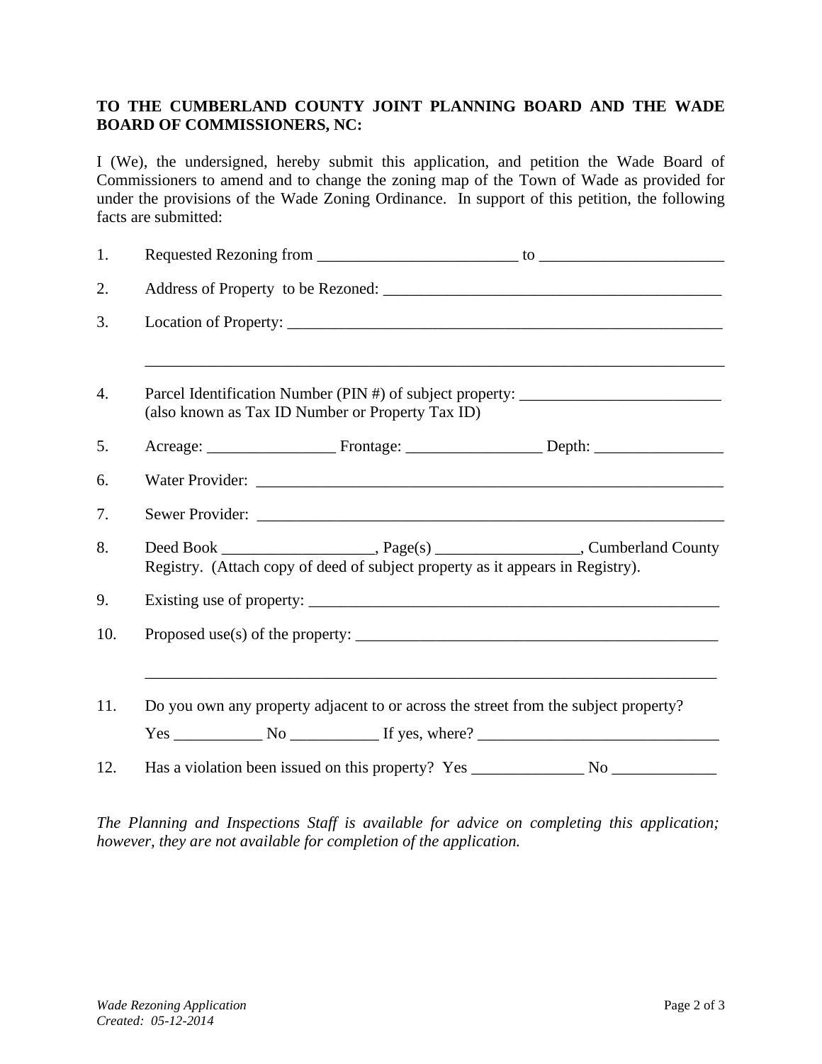**TO THE CUMBERLAND COUNTY JOINT PLANNING BOARD AND THE WADE BOARD OF COMMISSIONERS, NC:**

I (We), the undersigned, hereby submit this application, and petition the Wade Board of Commissioners to amend and to change the zoning map of the Town of Wade as provided for under the provisions of the Wade Zoning Ordinance. In support of this petition, the following facts are submitted:

1. Requested Rezoning from _________________________ to _______________________

2. Address of Property to be Rezoned: ___________________________________________

3. Location of Property: ________________________________________________________

   ________________________________________________________________________

4. Parcel Identification Number (PIN #) of subject property: _________________________
   (also known as Tax ID Number or Property Tax ID)

5. Acreage: ________________ Frontage: _________________ Depth: ________________

6. Water Provider: ____________________________________________________________

7. Sewer Provider: ____________________________________________________________

8. Deed Book ___________________, Page(s) _________________, Cumberland County Registry. (Attach copy of deed of subject property as it appears in Registry).

9. Existing use of property: ____________________________________________________

10. Proposed use(s) of the property: _____________________________________________

    ________________________________________________________________________

11. Do you own any property adjacent to or across the street from the subject property?

    Yes ___________ No ___________ If yes, where? ______________________________

12. Has a violation been issued on this property? Yes ______________ No _____________

*The Planning and Inspections Staff is available for advice on completing this application; however, they are not available for completion of the application.*

*Wade Rezoning Application*
*Created: 05-12-2014*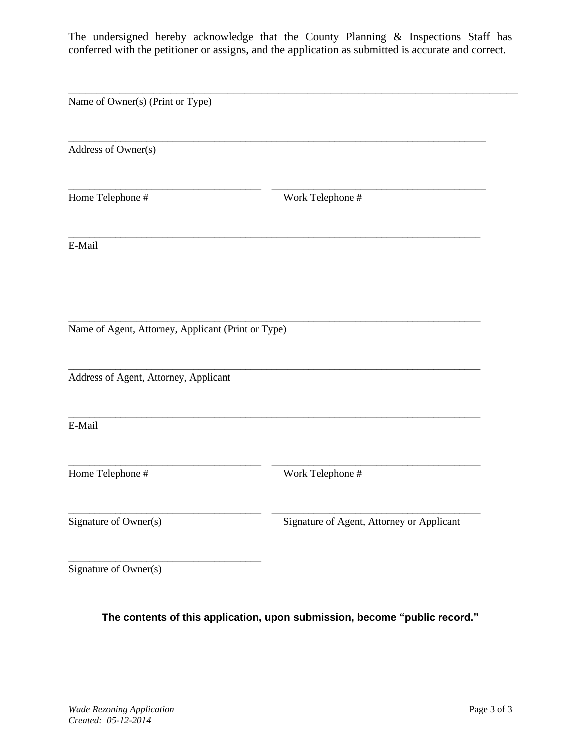The undersigned hereby acknowledge that the County Planning & Inspections Staff has conferred with the petitioner or assigns, and the application as submitted is accurate and correct.

______________________________________________________________________________
Name of Owner(s) (Print or Type)

______________________________________________________________________________
Address of Owner(s)

____________________________________ ____________________________________
Home Telephone # Work Telephone #

______________________________________________________________________________
E-Mail

______________________________________________________________________________
Name of Agent, Attorney, Applicant (Print or Type)

______________________________________________________________________________
Address of Agent, Attorney, Applicant

______________________________________________________________________________
E-Mail

____________________________________ ____________________________________
Home Telephone # Work Telephone #

____________________________________ ____________________________________
Signature of Owner(s) Signature of Agent, Attorney or Applicant

____________________________________
Signature of Owner(s)

**The contents of this application, upon submission, become "public record."**

*Wade Rezoning Application*
*Created: 05-12-2014*